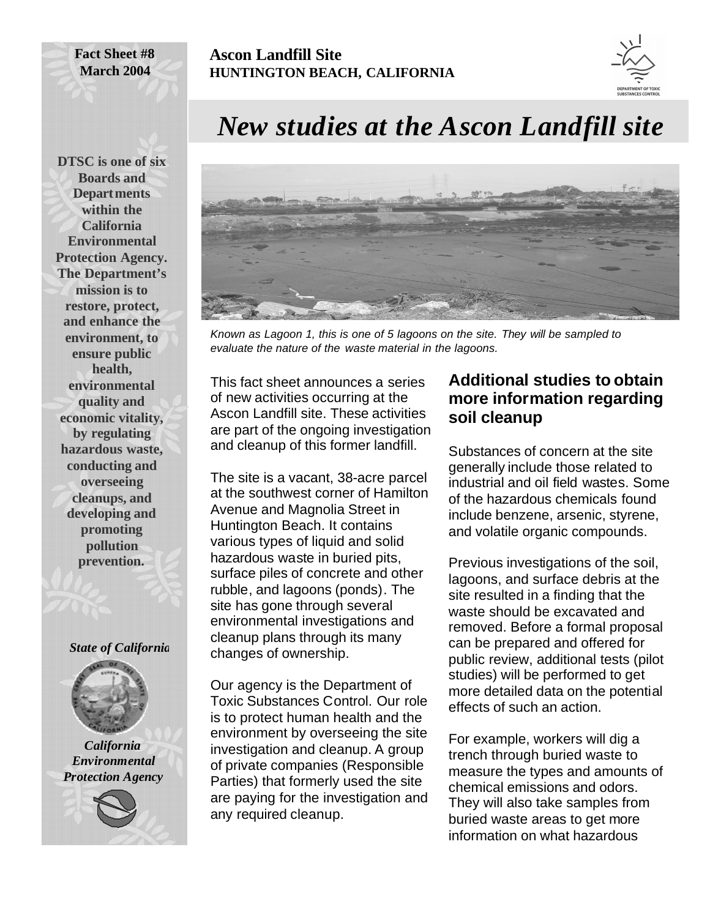**Fact Sheet #8**
**March 2004**

**Ascon Landfill Site**
**HUNTINGTON BEACH, CALIFORNIA**

# *New studies at the Ascon Landfill site*

**DTSC is one of six Boards and Departments within the California Environmental Protection Agency. The Department's mission is to restore, protect, and enhance the environment, to ensure public health, environmental quality and economic vitality, by regulating hazardous waste, conducting and overseeing cleanups, and developing and promoting pollution prevention.**

*State of California*

*California Environmental Protection Agency*

*Known as Lagoon 1, this is one of 5 lagoons on the site. They will be sampled to evaluate the nature of the waste material in the lagoons.*

This fact sheet announces a series of new activities occurring at the Ascon Landfill site. These activities are part of the ongoing investigation and cleanup of this former landfill.

The site is a vacant, 38-acre parcel at the southwest corner of Hamilton Avenue and Magnolia Street in Huntington Beach. It contains various types of liquid and solid hazardous waste in buried pits, surface piles of concrete and other rubble, and lagoons (ponds). The site has gone through several environmental investigations and cleanup plans through its many changes of ownership.

Our agency is the Department of Toxic Substances Control. Our role is to protect human health and the environment by overseeing the site investigation and cleanup. A group of private companies (Responsible Parties) that formerly used the site are paying for the investigation and any required cleanup.

## Additional studies to obtain more information regarding soil cleanup

Substances of concern at the site generally include those related to industrial and oil field wastes. Some of the hazardous chemicals found include benzene, arsenic, styrene, and volatile organic compounds.

Previous investigations of the soil, lagoons, and surface debris at the site resulted in a finding that the waste should be excavated and removed. Before a formal proposal can be prepared and offered for public review, additional tests (pilot studies) will be performed to get more detailed data on the potential effects of such an action.

For example, workers will dig a trench through buried waste to measure the types and amounts of chemical emissions and odors. They will also take samples from buried waste areas to get more information on what hazardous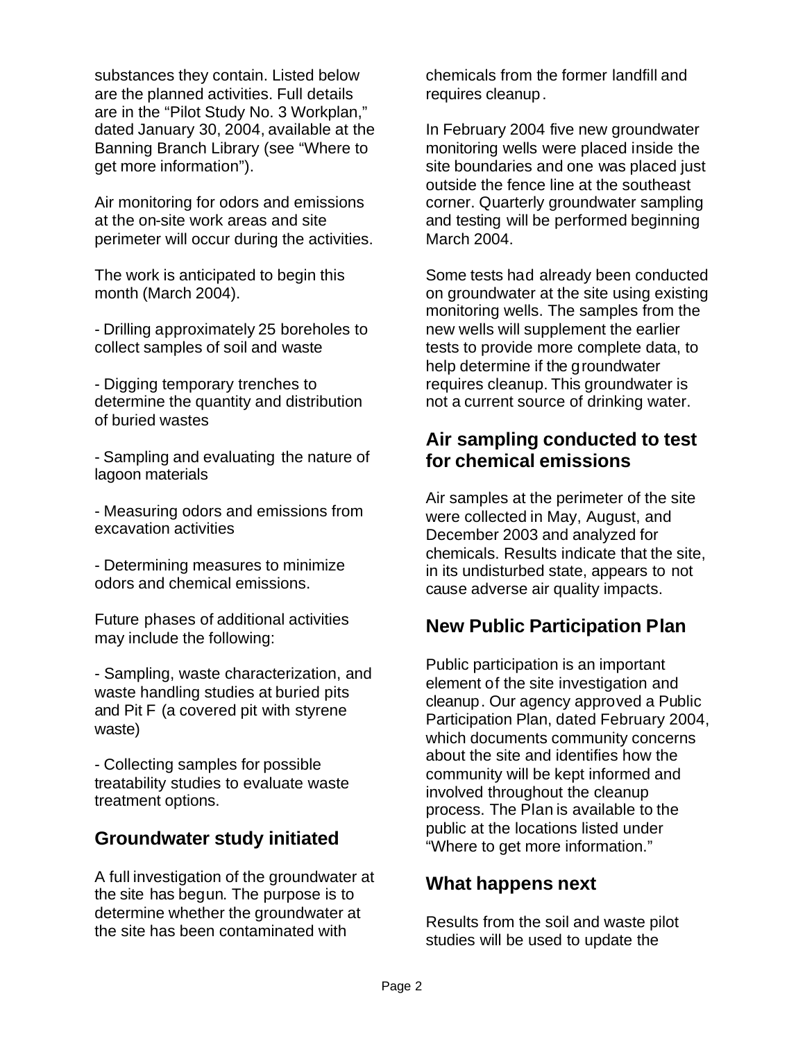substances they contain. Listed below are the planned activities. Full details are in the "Pilot Study No. 3 Workplan," dated January 30, 2004, available at the Banning Branch Library (see "Where to get more information").

Air monitoring for odors and emissions at the on-site work areas and site perimeter will occur during the activities.

The work is anticipated to begin this month (March 2004).

- Drilling approximately 25 boreholes to collect samples of soil and waste

- Digging temporary trenches to determine the quantity and distribution of buried wastes

- Sampling and evaluating the nature of lagoon materials

- Measuring odors and emissions from excavation activities

- Determining measures to minimize odors and chemical emissions.

Future phases of additional activities may include the following:

- Sampling, waste characterization, and waste handling studies at buried pits and Pit F (a covered pit with styrene waste)

- Collecting samples for possible treatability studies to evaluate waste treatment options.

## Groundwater study initiated

A full investigation of the groundwater at the site has begun. The purpose is to determine whether the groundwater at the site has been contaminated with chemicals from the former landfill and requires cleanup.

In February 2004 five new groundwater monitoring wells were placed inside the site boundaries and one was placed just outside the fence line at the southeast corner. Quarterly groundwater sampling and testing will be performed beginning March 2004.

Some tests had already been conducted on groundwater at the site using existing monitoring wells. The samples from the new wells will supplement the earlier tests to provide more complete data, to help determine if the groundwater requires cleanup. This groundwater is not a current source of drinking water.

## Air sampling conducted to test for chemical emissions

Air samples at the perimeter of the site were collected in May, August, and December 2003 and analyzed for chemicals. Results indicate that the site, in its undisturbed state, appears to not cause adverse air quality impacts.

## New Public Participation Plan

Public participation is an important element of the site investigation and cleanup. Our agency approved a Public Participation Plan, dated February 2004, which documents community concerns about the site and identifies how the community will be kept informed and involved throughout the cleanup process. The Plan is available to the public at the locations listed under "Where to get more information."

## What happens next

Results from the soil and waste pilot studies will be used to update the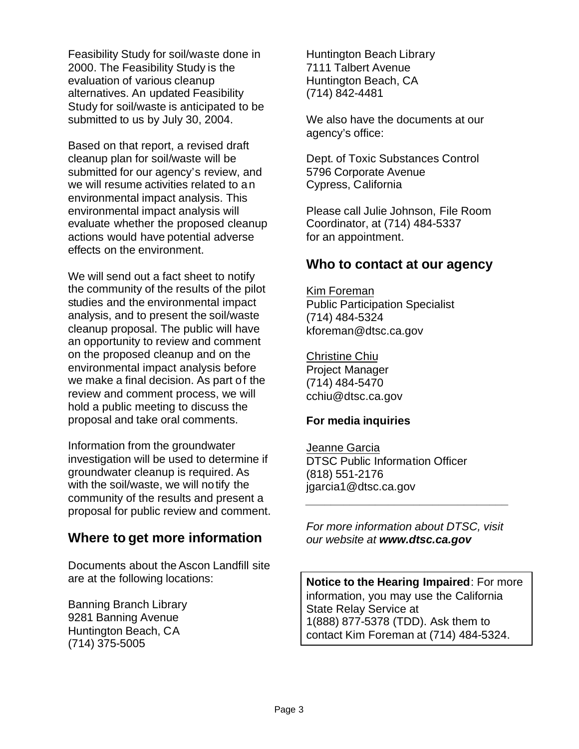Feasibility Study for soil/waste done in 2000. The Feasibility Study is the evaluation of various cleanup alternatives. An updated Feasibility Study for soil/waste is anticipated to be submitted to us by July 30, 2004.

Based on that report, a revised draft cleanup plan for soil/waste will be submitted for our agency's review, and we will resume activities related to an environmental impact analysis. This environmental impact analysis will evaluate whether the proposed cleanup actions would have potential adverse effects on the environment.

We will send out a fact sheet to notify the community of the results of the pilot studies and the environmental impact analysis, and to present the soil/waste cleanup proposal. The public will have an opportunity to review and comment on the proposed cleanup and on the environmental impact analysis before we make a final decision. As part of the review and comment process, we will hold a public meeting to discuss the proposal and take oral comments.

Information from the groundwater investigation will be used to determine if groundwater cleanup is required. As with the soil/waste, we will notify the community of the results and present a proposal for public review and comment.

## Where to get more information

Documents about the Ascon Landfill site are at the following locations:

Banning Branch Library
9281 Banning Avenue
Huntington Beach, CA
(714) 375-5005

Huntington Beach Library
7111 Talbert Avenue
Huntington Beach, CA
(714) 842-4481

We also have the documents at our agency's office:

Dept. of Toxic Substances Control
5796 Corporate Avenue
Cypress, California

Please call Julie Johnson, File Room Coordinator, at (714) 484-5337 for an appointment.

## Who to contact at our agency

Kim Foreman
Public Participation Specialist
(714) 484-5324
kforeman@dtsc.ca.gov

Christine Chiu
Project Manager
(714) 484-5470
cchiu@dtsc.ca.gov

### For media inquiries

Jeanne Garcia
DTSC Public Information Officer
(818) 551-2176
jgarcia1@dtsc.ca.gov

---

*For more information about DTSC, visit our website at **www.dtsc.ca.gov***

**Notice to the Hearing Impaired**: For more information, you may use the California State Relay Service at 1(888) 877-5378 (TDD). Ask them to contact Kim Foreman at (714) 484-5324.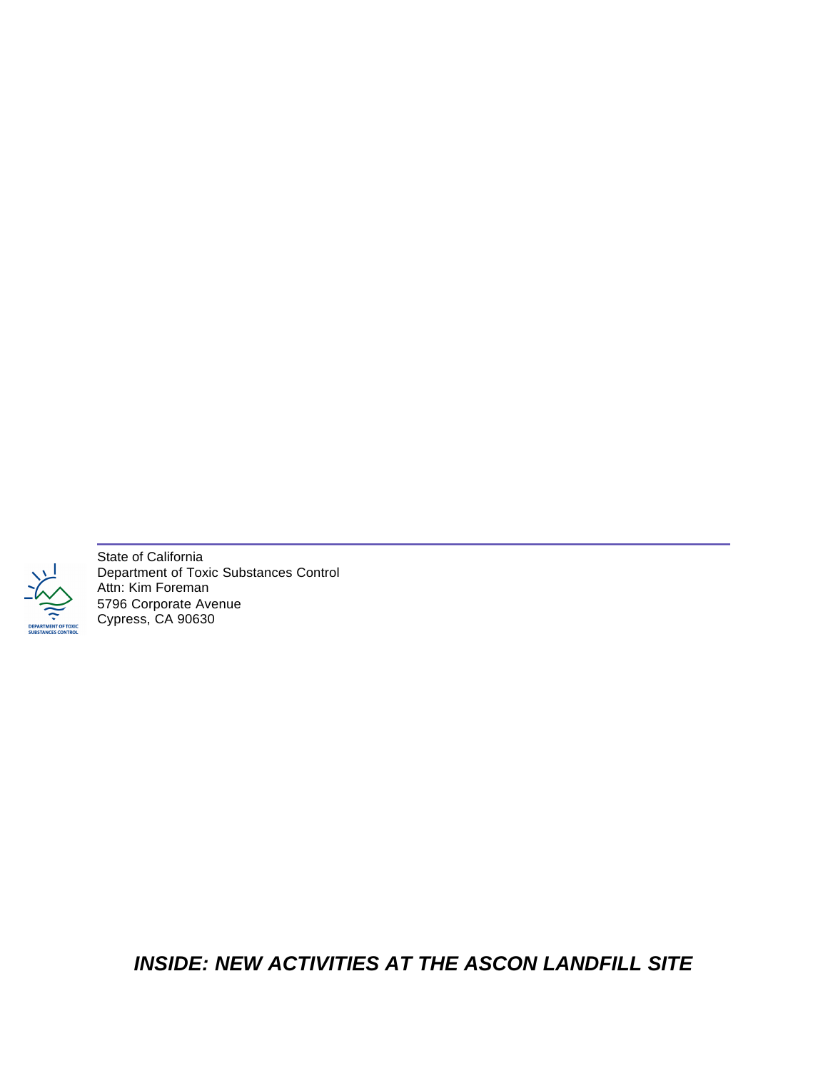State of California
Department of Toxic Substances Control
Attn: Kim Foreman
5796 Corporate Avenue
Cypress, CA 90630

DEPARTMENT OF TOXIC SUBSTANCES CONTROL

***INSIDE: NEW ACTIVITIES AT THE ASCON LANDFILL SITE***